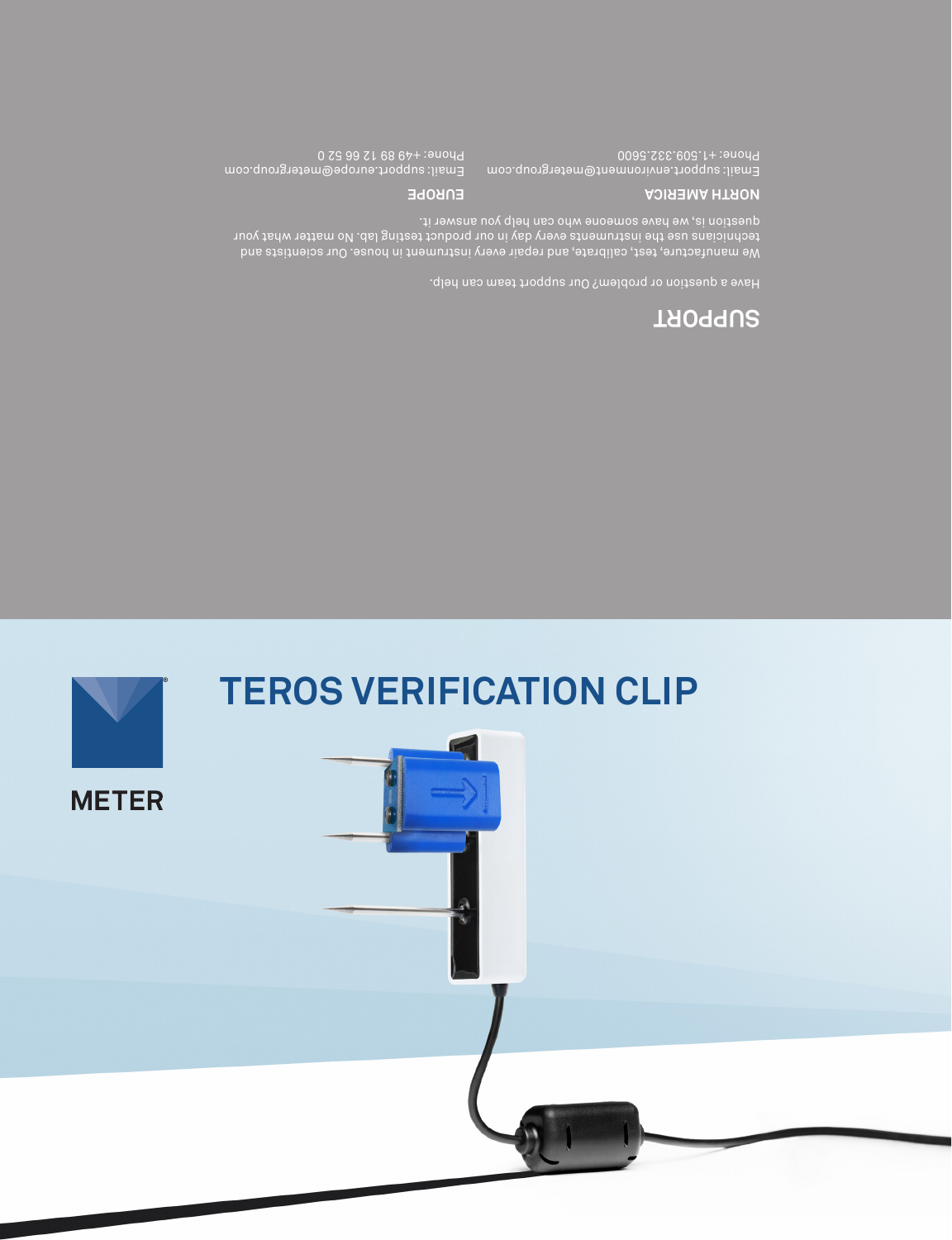## SUPPORT

Have a question or problem? Our support team can help.

We manufacture, test, calibrate, and repair every instrument in house. Our scientists and technicians use the instruments every day in our product testing lab. No matter what your question is, we have someone who can help you answer it.

**NORTH AMERICA**

Email: support.environment@metergroup.com
Phone: +1.509.332.5600

**EUROPE**

Email: support.europe@metergroup.com
Phone: +49 89 12 66 52 0

# TEROS VERIFICATION CLIP

METER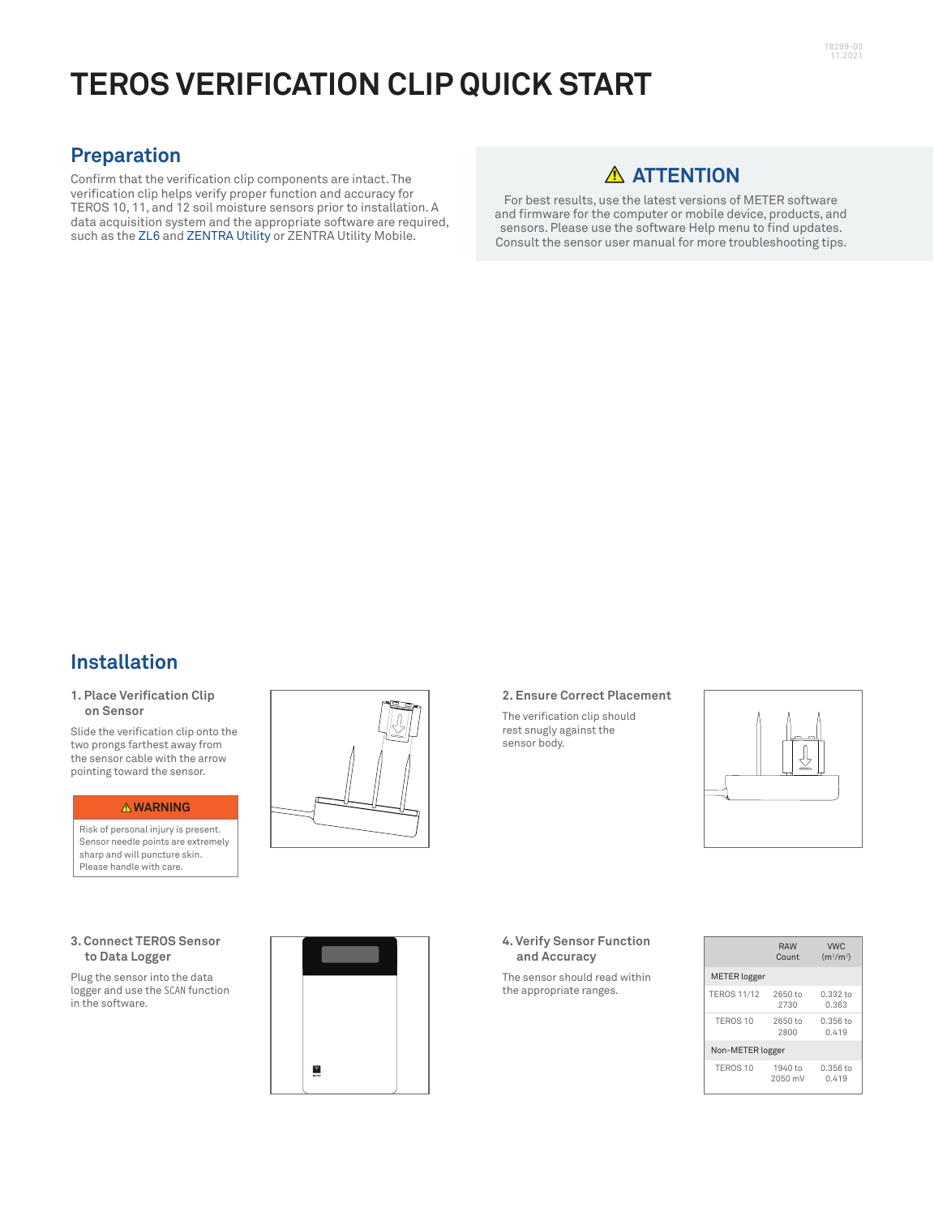# TEROS VERIFICATION CLIP QUICK START

## Preparation

Confirm that the verification clip components are intact. The verification clip helps verify proper function and accuracy for TEROS 10, 11, and 12 soil moisture sensors prior to installation. A data acquisition system and the appropriate software are required, such as the ZL6 and ZENTRA Utility or ZENTRA Utility Mobile.

### ⚠ ATTENTION

For best results, use the latest versions of METER software and firmware for the computer or mobile device, products, and sensors. Please use the software Help menu to find updates. Consult the sensor user manual for more troubleshooting tips.

## Installation

### 1. Place Verification Clip on Sensor

Slide the verification clip onto the two prongs farthest away from the sensor cable with the arrow pointing toward the sensor.

**⚠ WARNING**

Risk of personal injury is present. Sensor needle points are extremely sharp and will puncture skin. Please handle with care.

### 2. Ensure Correct Placement

The verification clip should rest snugly against the sensor body.

### 3. Connect TEROS Sensor to Data Logger

Plug the sensor into the data logger and use the SCAN function in the software.

### 4. Verify Sensor Function and Accuracy

The sensor should read within the appropriate ranges.

| | RAW Count | VWC ($m^3/m^3$) |
|---|---|---|
| **METER logger** | | |
| TEROS 11/12 | 2650 to 2730 | 0.332 to 0.363 |
| TEROS 10 | 2650 to 2800 | 0.356 to 0.419 |
| **Non-METER logger** | | |
| TEROS 10 | 1940 to 2050 mV | 0.356 to 0.419 |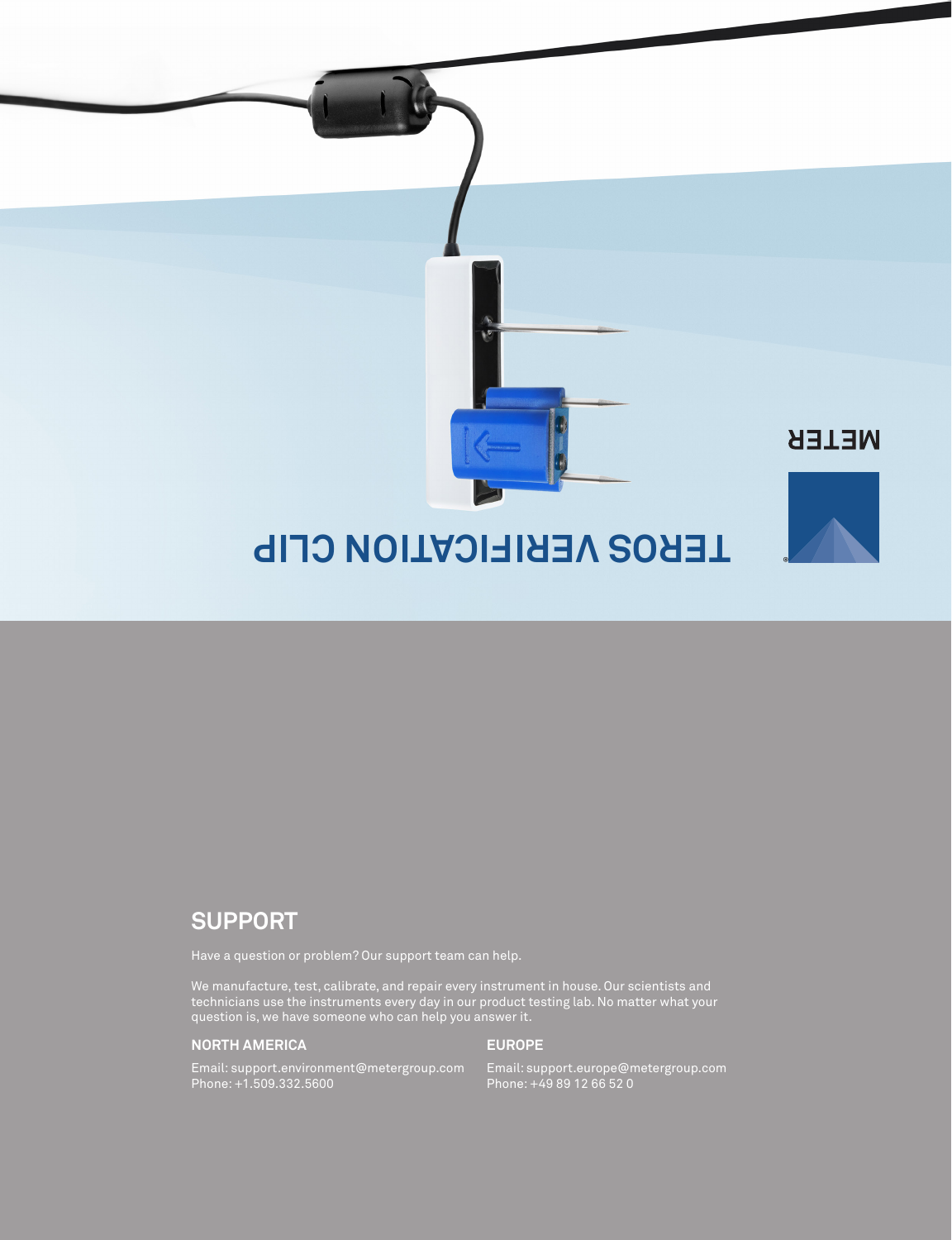# TEROS VERIFICATION CLIP

METER

## SUPPORT

Have a question or problem? Our support team can help.

We manufacture, test, calibrate, and repair every instrument in house. Our scientists and technicians use the instruments every day in our product testing lab. No matter what your question is, we have someone who can help you answer it.

### NORTH AMERICA

Email: support.environment@metergroup.com
Phone: +1.509.332.5600

### EUROPE

Email: support.europe@metergroup.com
Phone: +49 89 12 66 52 0